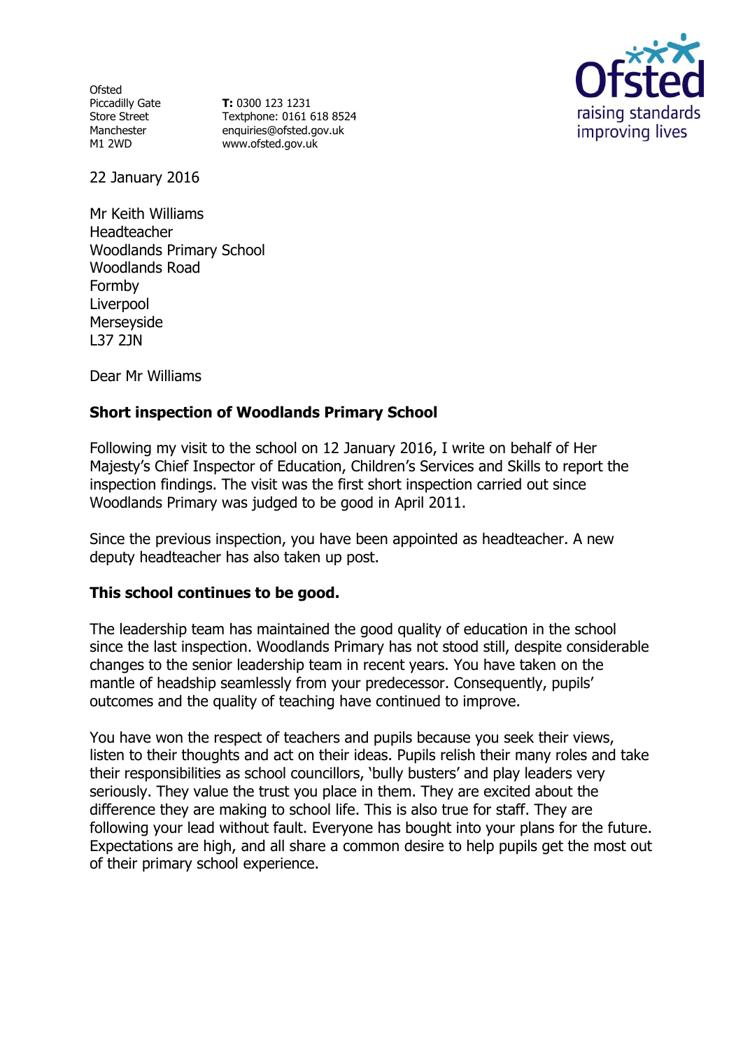Ofsted
Piccadilly Gate
Store Street
Manchester
M1 2WD

**T:** 0300 123 1231
Textphone: 0161 618 8524
enquiries@ofsted.gov.uk
www.ofsted.gov.uk

22 January 2016

Mr Keith Williams
Headteacher
Woodlands Primary School
Woodlands Road
Formby
Liverpool
Merseyside
L37 2JN

Dear Mr Williams

**Short inspection of Woodlands Primary School**

Following my visit to the school on 12 January 2016, I write on behalf of Her Majesty's Chief Inspector of Education, Children's Services and Skills to report the inspection findings. The visit was the first short inspection carried out since Woodlands Primary was judged to be good in April 2011.

Since the previous inspection, you have been appointed as headteacher. A new deputy headteacher has also taken up post.

**This school continues to be good.**

The leadership team has maintained the good quality of education in the school since the last inspection. Woodlands Primary has not stood still, despite considerable changes to the senior leadership team in recent years. You have taken on the mantle of headship seamlessly from your predecessor. Consequently, pupils' outcomes and the quality of teaching have continued to improve.

You have won the respect of teachers and pupils because you seek their views, listen to their thoughts and act on their ideas. Pupils relish their many roles and take their responsibilities as school councillors, 'bully busters' and play leaders very seriously. They value the trust you place in them. They are excited about the difference they are making to school life. This is also true for staff. They are following your lead without fault. Everyone has bought into your plans for the future. Expectations are high, and all share a common desire to help pupils get the most out of their primary school experience.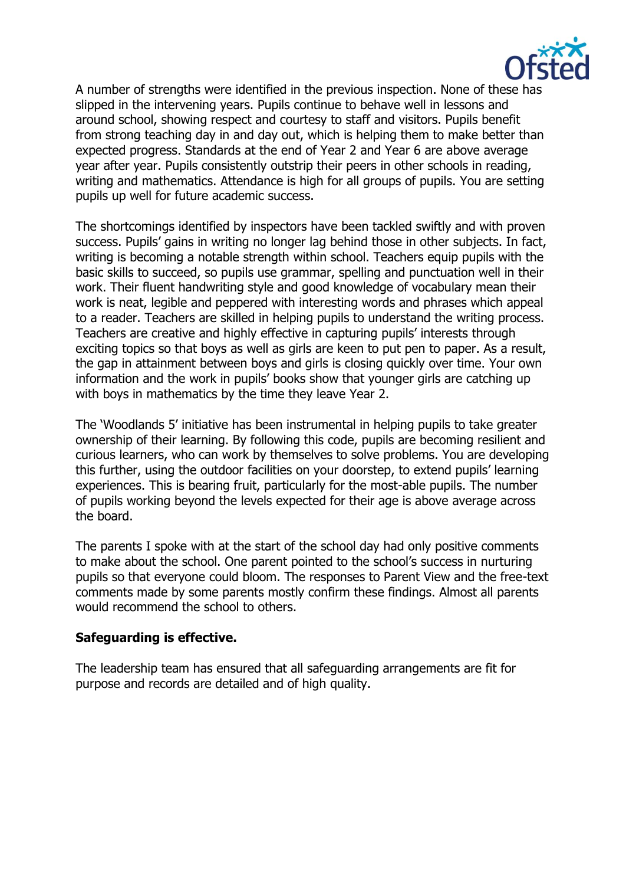A number of strengths were identified in the previous inspection. None of these has slipped in the intervening years. Pupils continue to behave well in lessons and around school, showing respect and courtesy to staff and visitors. Pupils benefit from strong teaching day in and day out, which is helping them to make better than expected progress. Standards at the end of Year 2 and Year 6 are above average year after year. Pupils consistently outstrip their peers in other schools in reading, writing and mathematics. Attendance is high for all groups of pupils. You are setting pupils up well for future academic success.

The shortcomings identified by inspectors have been tackled swiftly and with proven success. Pupils' gains in writing no longer lag behind those in other subjects. In fact, writing is becoming a notable strength within school. Teachers equip pupils with the basic skills to succeed, so pupils use grammar, spelling and punctuation well in their work. Their fluent handwriting style and good knowledge of vocabulary mean their work is neat, legible and peppered with interesting words and phrases which appeal to a reader. Teachers are skilled in helping pupils to understand the writing process. Teachers are creative and highly effective in capturing pupils' interests through exciting topics so that boys as well as girls are keen to put pen to paper. As a result, the gap in attainment between boys and girls is closing quickly over time. Your own information and the work in pupils' books show that younger girls are catching up with boys in mathematics by the time they leave Year 2.

The 'Woodlands 5' initiative has been instrumental in helping pupils to take greater ownership of their learning. By following this code, pupils are becoming resilient and curious learners, who can work by themselves to solve problems. You are developing this further, using the outdoor facilities on your doorstep, to extend pupils' learning experiences. This is bearing fruit, particularly for the most-able pupils. The number of pupils working beyond the levels expected for their age is above average across the board.

The parents I spoke with at the start of the school day had only positive comments to make about the school. One parent pointed to the school's success in nurturing pupils so that everyone could bloom. The responses to Parent View and the free-text comments made by some parents mostly confirm these findings. Almost all parents would recommend the school to others.

**Safeguarding is effective.**

The leadership team has ensured that all safeguarding arrangements are fit for purpose and records are detailed and of high quality.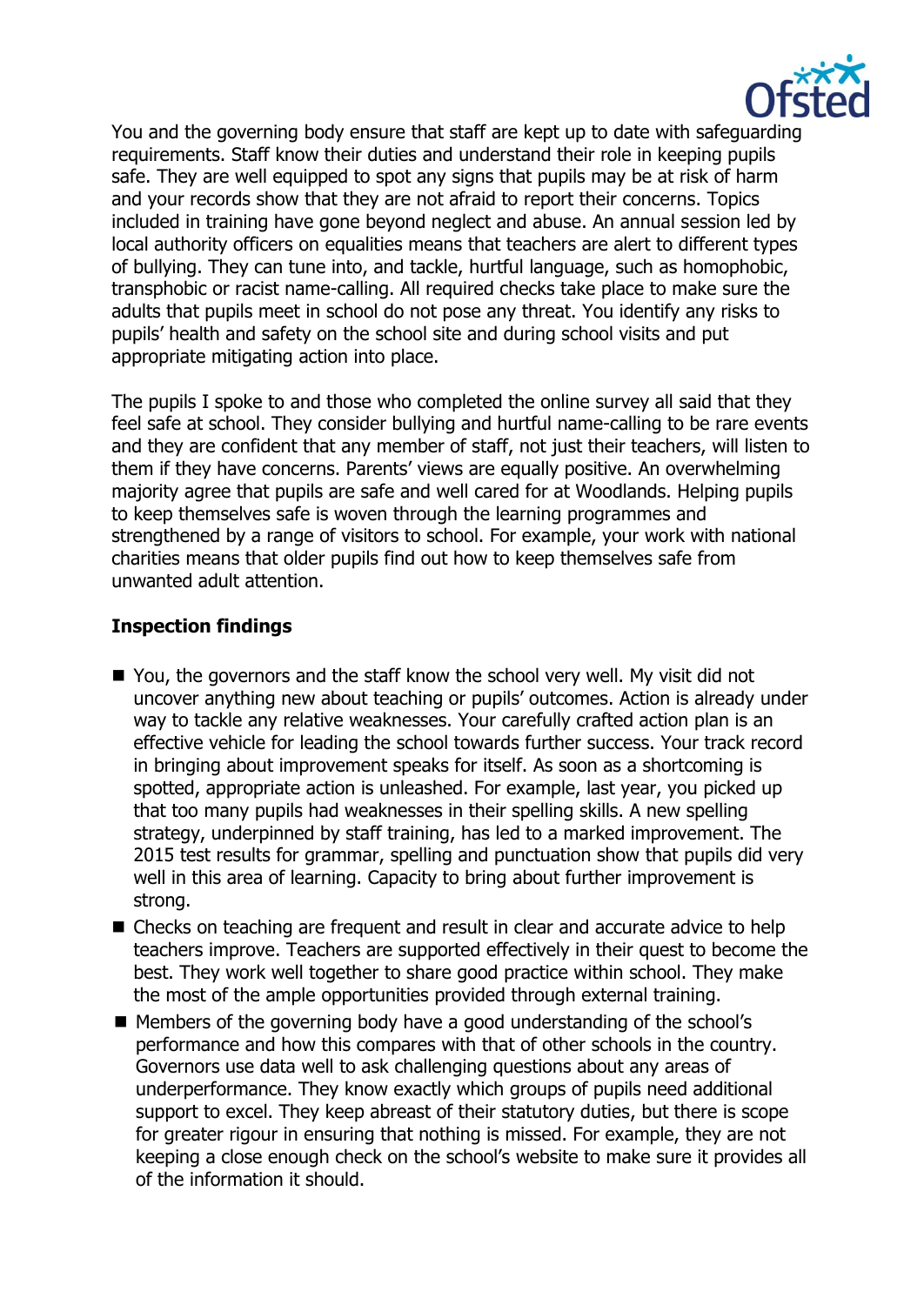You and the governing body ensure that staff are kept up to date with safeguarding requirements. Staff know their duties and understand their role in keeping pupils safe. They are well equipped to spot any signs that pupils may be at risk of harm and your records show that they are not afraid to report their concerns. Topics included in training have gone beyond neglect and abuse. An annual session led by local authority officers on equalities means that teachers are alert to different types of bullying. They can tune into, and tackle, hurtful language, such as homophobic, transphobic or racist name-calling. All required checks take place to make sure the adults that pupils meet in school do not pose any threat. You identify any risks to pupils' health and safety on the school site and during school visits and put appropriate mitigating action into place.

The pupils I spoke to and those who completed the online survey all said that they feel safe at school. They consider bullying and hurtful name-calling to be rare events and they are confident that any member of staff, not just their teachers, will listen to them if they have concerns. Parents' views are equally positive. An overwhelming majority agree that pupils are safe and well cared for at Woodlands. Helping pupils to keep themselves safe is woven through the learning programmes and strengthened by a range of visitors to school. For example, your work with national charities means that older pupils find out how to keep themselves safe from unwanted adult attention.

**Inspection findings**

- You, the governors and the staff know the school very well. My visit did not uncover anything new about teaching or pupils' outcomes. Action is already under way to tackle any relative weaknesses. Your carefully crafted action plan is an effective vehicle for leading the school towards further success. Your track record in bringing about improvement speaks for itself. As soon as a shortcoming is spotted, appropriate action is unleashed. For example, last year, you picked up that too many pupils had weaknesses in their spelling skills. A new spelling strategy, underpinned by staff training, has led to a marked improvement. The 2015 test results for grammar, spelling and punctuation show that pupils did very well in this area of learning. Capacity to bring about further improvement is strong.
- Checks on teaching are frequent and result in clear and accurate advice to help teachers improve. Teachers are supported effectively in their quest to become the best. They work well together to share good practice within school. They make the most of the ample opportunities provided through external training.
- Members of the governing body have a good understanding of the school's performance and how this compares with that of other schools in the country. Governors use data well to ask challenging questions about any areas of underperformance. They know exactly which groups of pupils need additional support to excel. They keep abreast of their statutory duties, but there is scope for greater rigour in ensuring that nothing is missed. For example, they are not keeping a close enough check on the school's website to make sure it provides all of the information it should.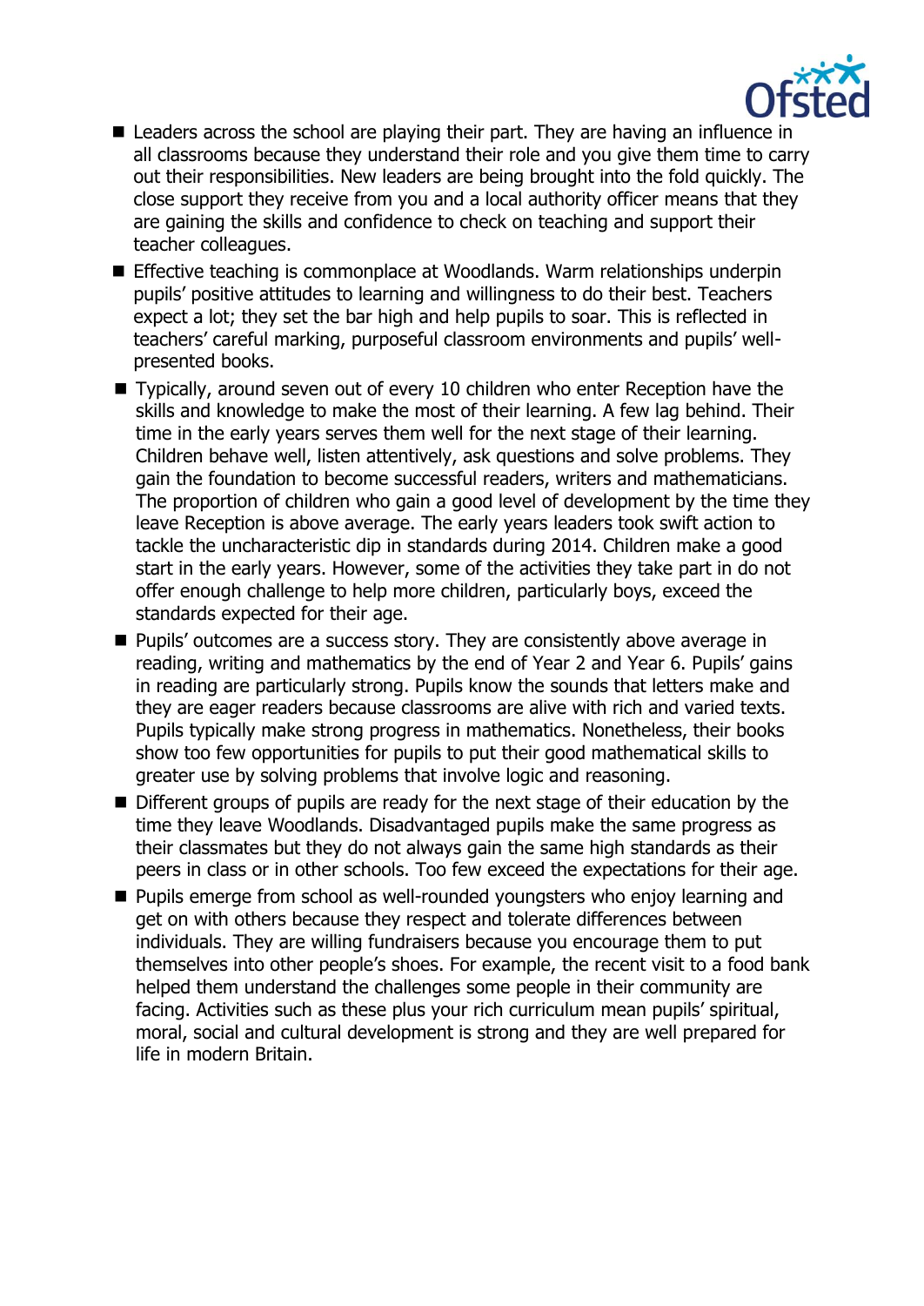- Leaders across the school are playing their part. They are having an influence in all classrooms because they understand their role and you give them time to carry out their responsibilities. New leaders are being brought into the fold quickly. The close support they receive from you and a local authority officer means that they are gaining the skills and confidence to check on teaching and support their teacher colleagues.
- Effective teaching is commonplace at Woodlands. Warm relationships underpin pupils' positive attitudes to learning and willingness to do their best. Teachers expect a lot; they set the bar high and help pupils to soar. This is reflected in teachers' careful marking, purposeful classroom environments and pupils' well-presented books.
- Typically, around seven out of every 10 children who enter Reception have the skills and knowledge to make the most of their learning. A few lag behind. Their time in the early years serves them well for the next stage of their learning. Children behave well, listen attentively, ask questions and solve problems. They gain the foundation to become successful readers, writers and mathematicians. The proportion of children who gain a good level of development by the time they leave Reception is above average. The early years leaders took swift action to tackle the uncharacteristic dip in standards during 2014. Children make a good start in the early years. However, some of the activities they take part in do not offer enough challenge to help more children, particularly boys, exceed the standards expected for their age.
- Pupils' outcomes are a success story. They are consistently above average in reading, writing and mathematics by the end of Year 2 and Year 6. Pupils' gains in reading are particularly strong. Pupils know the sounds that letters make and they are eager readers because classrooms are alive with rich and varied texts. Pupils typically make strong progress in mathematics. Nonetheless, their books show too few opportunities for pupils to put their good mathematical skills to greater use by solving problems that involve logic and reasoning.
- Different groups of pupils are ready for the next stage of their education by the time they leave Woodlands. Disadvantaged pupils make the same progress as their classmates but they do not always gain the same high standards as their peers in class or in other schools. Too few exceed the expectations for their age.
- Pupils emerge from school as well-rounded youngsters who enjoy learning and get on with others because they respect and tolerate differences between individuals. They are willing fundraisers because you encourage them to put themselves into other people's shoes. For example, the recent visit to a food bank helped them understand the challenges some people in their community are facing. Activities such as these plus your rich curriculum mean pupils' spiritual, moral, social and cultural development is strong and they are well prepared for life in modern Britain.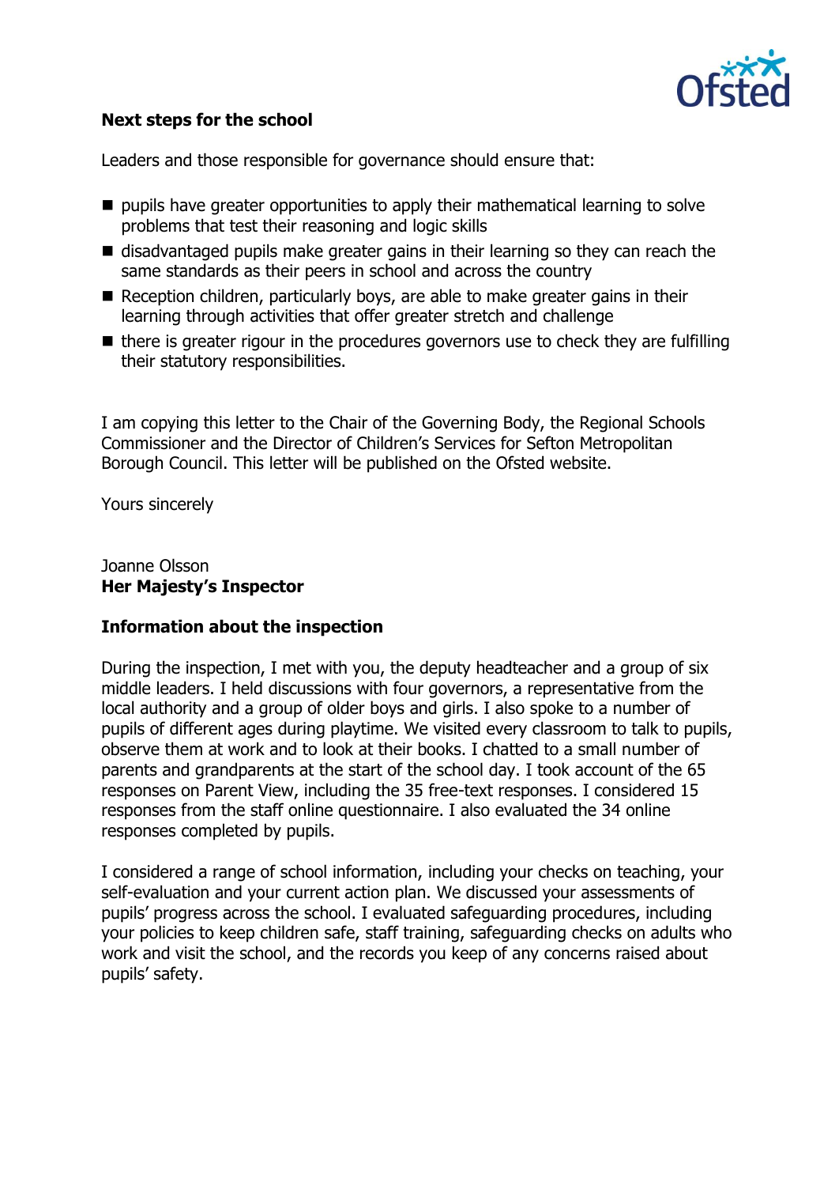## Next steps for the school

Leaders and those responsible for governance should ensure that:

- pupils have greater opportunities to apply their mathematical learning to solve problems that test their reasoning and logic skills
- disadvantaged pupils make greater gains in their learning so they can reach the same standards as their peers in school and across the country
- Reception children, particularly boys, are able to make greater gains in their learning through activities that offer greater stretch and challenge
- there is greater rigour in the procedures governors use to check they are fulfilling their statutory responsibilities.

I am copying this letter to the Chair of the Governing Body, the Regional Schools Commissioner and the Director of Children's Services for Sefton Metropolitan Borough Council. This letter will be published on the Ofsted website.

Yours sincerely

Joanne Olsson
**Her Majesty's Inspector**

## Information about the inspection

During the inspection, I met with you, the deputy headteacher and a group of six middle leaders. I held discussions with four governors, a representative from the local authority and a group of older boys and girls. I also spoke to a number of pupils of different ages during playtime. We visited every classroom to talk to pupils, observe them at work and to look at their books. I chatted to a small number of parents and grandparents at the start of the school day. I took account of the 65 responses on Parent View, including the 35 free-text responses. I considered 15 responses from the staff online questionnaire. I also evaluated the 34 online responses completed by pupils.

I considered a range of school information, including your checks on teaching, your self-evaluation and your current action plan. We discussed your assessments of pupils' progress across the school. I evaluated safeguarding procedures, including your policies to keep children safe, staff training, safeguarding checks on adults who work and visit the school, and the records you keep of any concerns raised about pupils' safety.